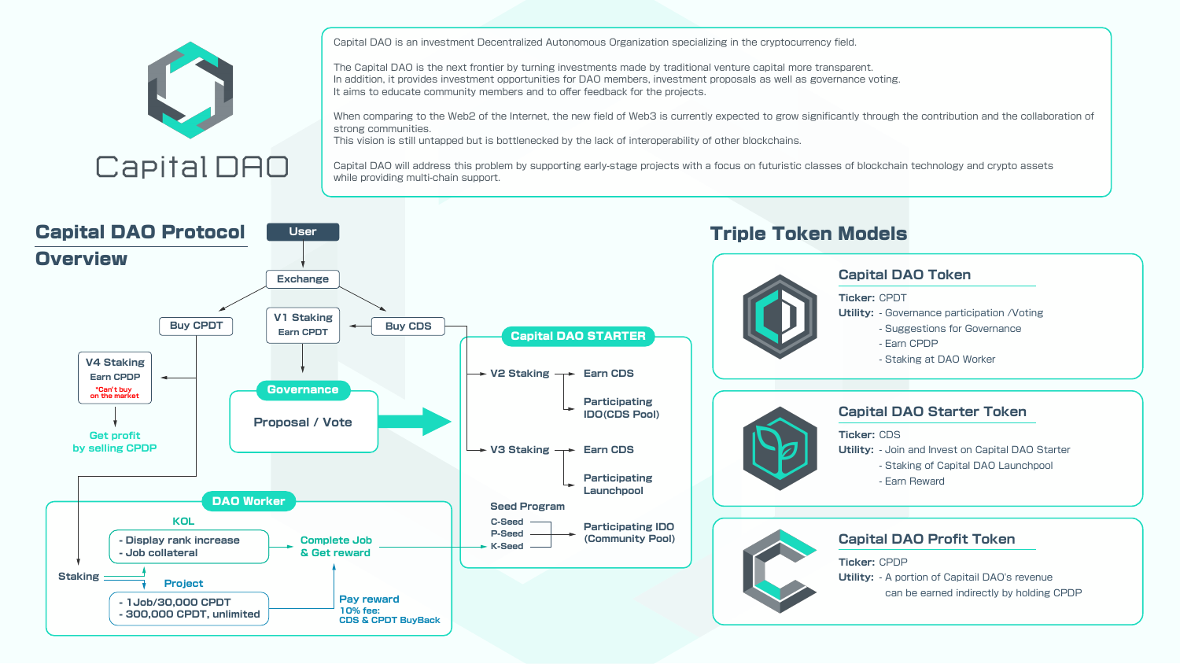# Capital DAO

Capital DAO is an investment Decentralized Autonomous Organization specializing in the cryptocurrency field.

The Capital DAO is the next frontier by turning investments made by traditional venture capital more transparent.
In addition, it provides investment opportunities for DAO members, investment proposals as well as governance voting.
It aims to educate community members and to offer feedback for the projects.

When comparing to the Web2 of the Internet, the new field of Web3 is currently expected to grow significantly through the contribution and the collaboration of strong communities.
This vision is still untapped but is bottlenecked by the lack of interoperability of other blockchains.

Capital DAO will address this problem by supporting early-stage projects with a focus on futuristic classes of blockchain technology and crypto assets while providing multi-chain support.

## Capital DAO Protocol Overview

- User
  - Exchange
    - Buy CPDT
    - V1 Staking — Earn CPDT
    - Buy CDS
- V4 Staking — Earn CPDP (*Can't buy on the market)
  - Get profit by selling CPDP
- Governance
  - Proposal / Vote

**Capital DAO STARTER**

- V2 Staking
  - Earn CDS
  - Participating IDO(CDS Pool)
- V3 Staking
  - Earn CDS
  - Participating Launchpool
- Seed Program
  - C-Seed
  - P-Seed
  - K-Seed
  - Participating IDO (Community Pool)

**DAO Worker**

- Staking
- KOL
  - Display rank increase
  - Job collateral
- Complete Job & Get reward
- Project
  - 1Job/30,000 CPDT
  - 300,000 CPDT, unlimited
- Pay reward
  - 10% fee: CDS & CPDT BuyBack

## Triple Token Models

### Capital DAO Token

**Ticker:** CPDT

**Utility:**
- Governance participation /Voting
- Suggestions for Governance
- Earn CPDP
- Staking at DAO Worker

### Capital DAO Starter Token

**Ticker:** CDS

**Utility:**
- Join and Invest on Capital DAO Starter
- Staking of Capital DAO Launchpool
- Earn Reward

### Capital DAO Profit Token

**Ticker:** CPDP

**Utility:**
- A portion of Capitail DAO's revenue can be earned indirectly by holding CPDP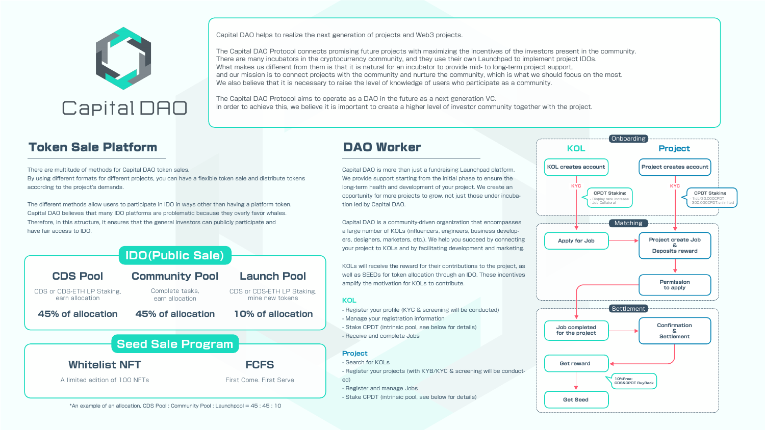# Capital DAO

Capital DAO helps to realize the next generation of projects and Web3 projects.

The Capital DAO Protocol connects promising future projects with maximizing the incentives of the investors present in the community.
There are many incubators in the cryptocurrency community, and they use their own Launchpad to implement project IDOs.
What makes us different from them is that it is natural for an incubator to provide mid- to long-term project support,
and our mission is to connect projects with the community and nurture the community, which is what we should focus on the most.
We also believe that it is necessary to raise the level of knowledge of users who participate as a community.

The Capital DAO Protocol aims to operate as a DAO in the future as a next generation VC.
In order to achieve this, we believe it is important to create a higher level of investor community together with the project.

## Token Sale Platform

There are multitude of methods for Capital DAO token sales.
By using different formats for different projects, you can have a flexible token sale and distribute tokens according to the project's demands.

The different methods allow users to participate in IDO in ways other than having a platform token.
Capital DAO believes that many IDO platforms are problematic because they overly favor whales.
Therefore, in this structure, it ensures that the general investors can publicly participate and have fair access to IDO.

### IDO(Public Sale)

| CDS Pool | Community Pool | Launch Pool |
|---|---|---|
| CDS or CDS-ETH LP Staking, earn allocation | Complete tasks, earn allocation | CDS or CDS-ETH LP Staking, mine new tokens |
| 45% of allocation | 45% of allocation | 10% of allocation |

### Seed Sale Program

| Whitelist NFT | FCFS |
|---|---|
| A limited edition of 100 NFTs | First Come. First Serve |

*An example of an allocation, CDS Pool : Community Pool : Launchpool = 45 : 45 : 10

## DAO Worker

Capital DAO is more than just a fundraising Launchpad platform.
We provide support starting from the initial phase to ensure the long-term health and development of your project. We create an opportunity for more projects to grow, not just those under incubation led by Capital DAO.

Capital DAO is a community-driven organization that encompasses a large number of KOLs (influencers, engineers, business developers, designers, marketers, etc.). We help you succeed by connecting your project to KOLs and by facilitating development and marketing.

KOLs will receive the reward for their contributions to the project, as well as SEEDs for token allocation through an IDO. These incentives amplify the motivation for KOLs to contribute.

### KOL

- Register your profile (KYC & screening will be conducted)
- Manage your registration information
- Stake CPDT (intrinsic pool, see below for details)
- Receive and complete Jobs

### Project

- Search for KOLs
- Register your projects (with KYB/KYC & screening will be conducted)
- Register and manage Jobs
- Stake CPDT (intrinsic pool, see below for details)

Onboarding

KOL
KOL creates account
KYC
CPDT Staking
- Display rank increase
- Job Collateral

Project
Project creates account
KYC
CPDT Staking
- 1job/30,000CPDT
- 300,000CPDT unlimited

Matching

Apply for Job
Project create Job & Deposits reward
Permission to apply

Settlement

Job completed for the project
Confirmation & Settlement
Get reward
10%Fee: CDS&CPDT BuyBack
Get Seed